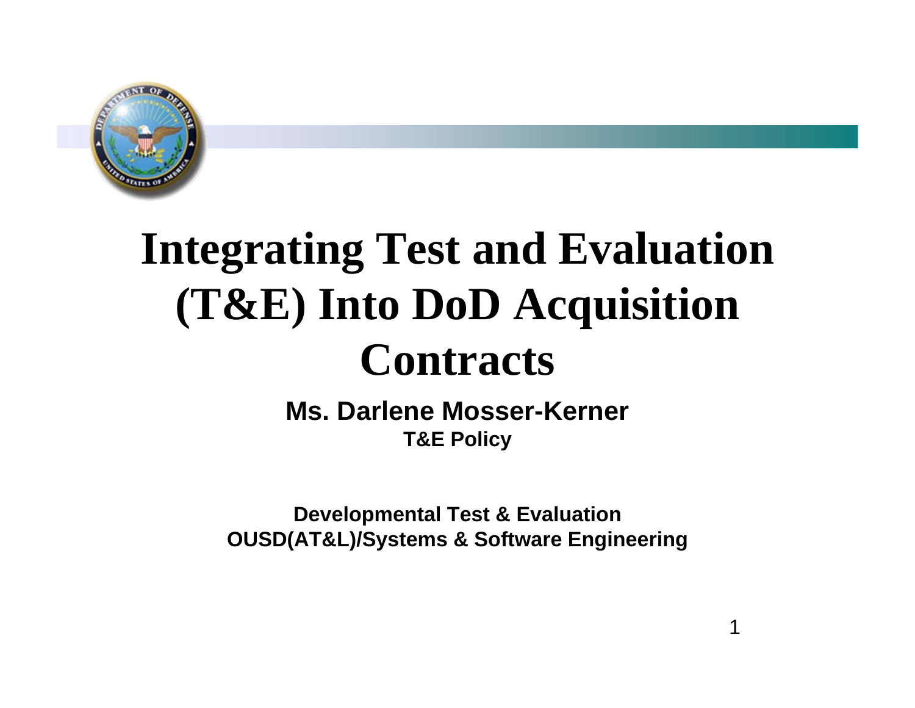# Integrating Test and Evaluation (T&E) Into DoD Acquisition Contracts

**Ms. Darlene Mosser-Kerner**

**T&E Policy**

**Developmental Test & Evaluation**
**OUSD(AT&L)/Systems & Software Engineering**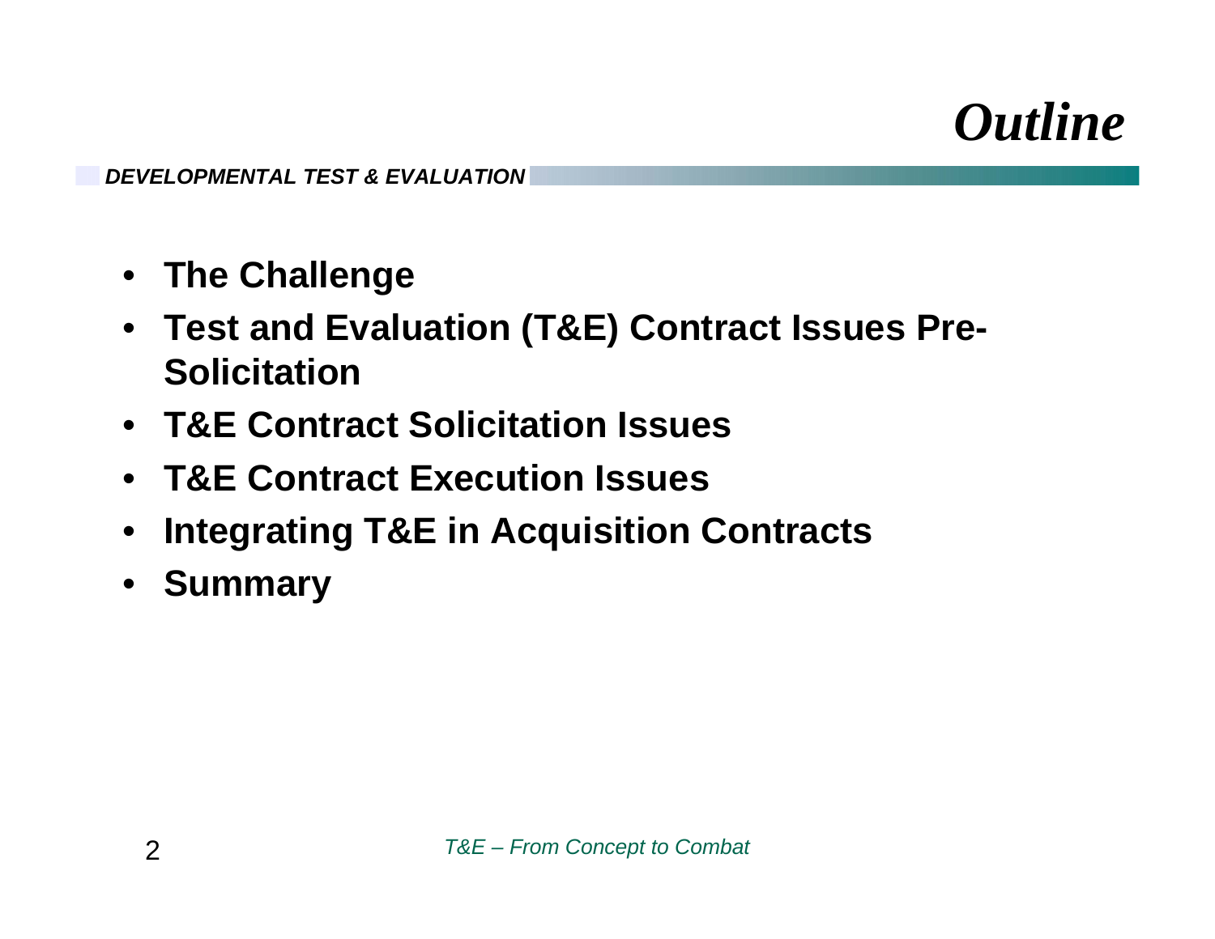# Outline

- The Challenge
- Test and Evaluation (T&E) Contract Issues Pre-Solicitation
- T&E Contract Solicitation Issues
- T&E Contract Execution Issues
- Integrating T&E in Acquisition Contracts
- Summary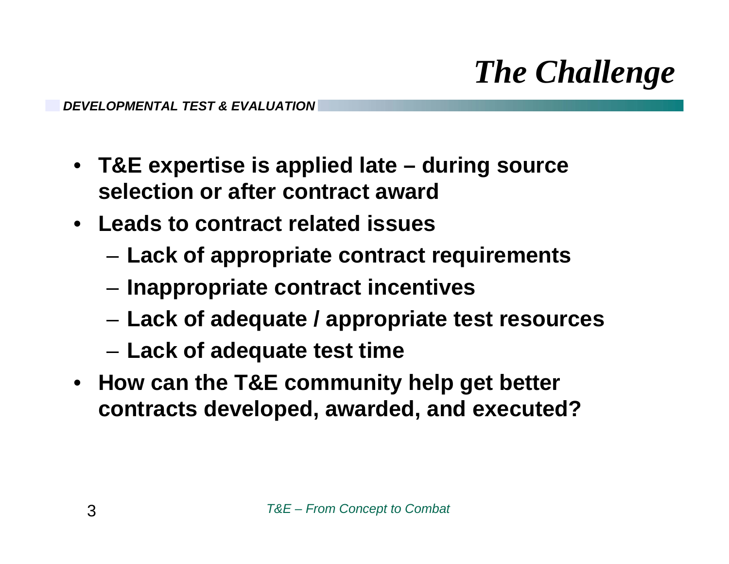# The Challenge

- **T&E expertise is applied late – during source selection or after contract award**
- **Leads to contract related issues**
  - **Lack of appropriate contract requirements**
  - **Inappropriate contract incentives**
  - **Lack of adequate / appropriate test resources**
  - **Lack of adequate test time**
- **How can the T&E community help get better contracts developed, awarded, and executed?**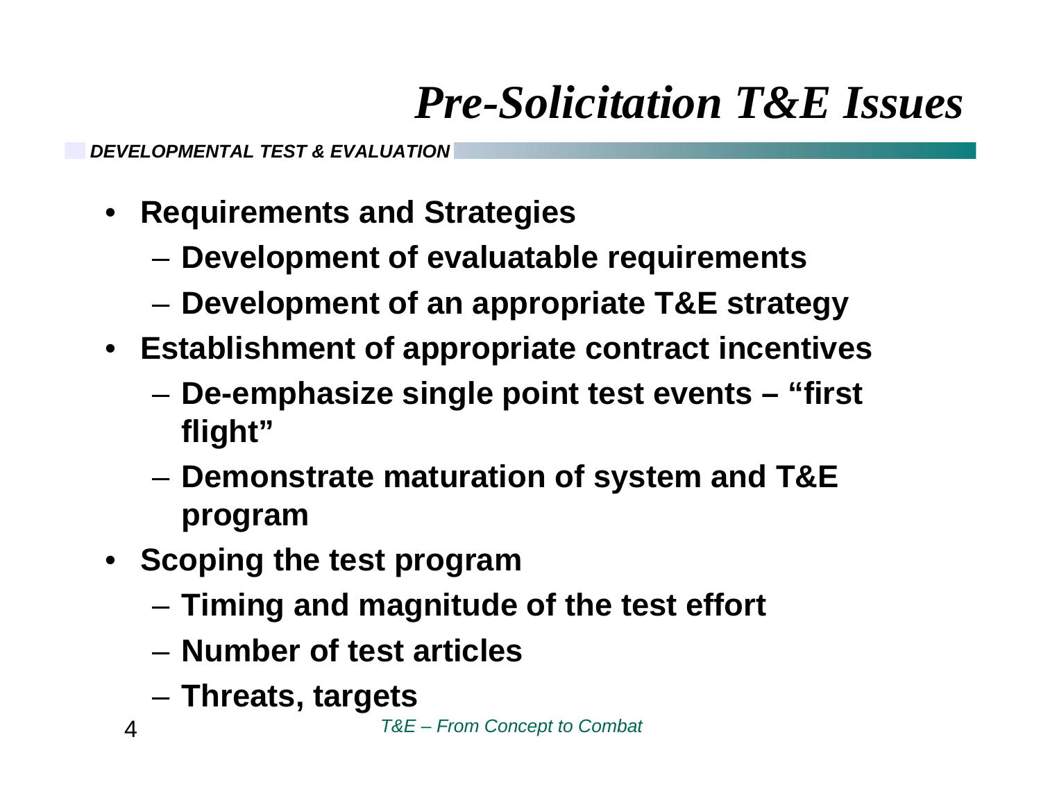# Pre-Solicitation T&E Issues

*DEVELOPMENTAL TEST & EVALUATION*

- **Requirements and Strategies**
  - **Development of evaluatable requirements**
  - **Development of an appropriate T&E strategy**
- **Establishment of appropriate contract incentives**
  - **De-emphasize single point test events – "first flight"**
  - **Demonstrate maturation of system and T&E program**
- **Scoping the test program**
  - **Timing and magnitude of the test effort**
  - **Number of test articles**
  - **Threats, targets**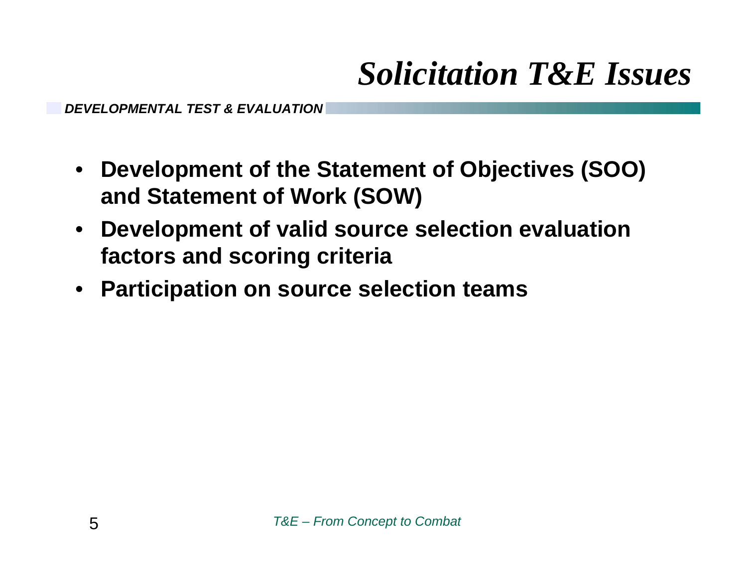# Solicitation T&E Issues

- **Development of the Statement of Objectives (SOO) and Statement of Work (SOW)**
- **Development of valid source selection evaluation factors and scoring criteria**
- **Participation on source selection teams**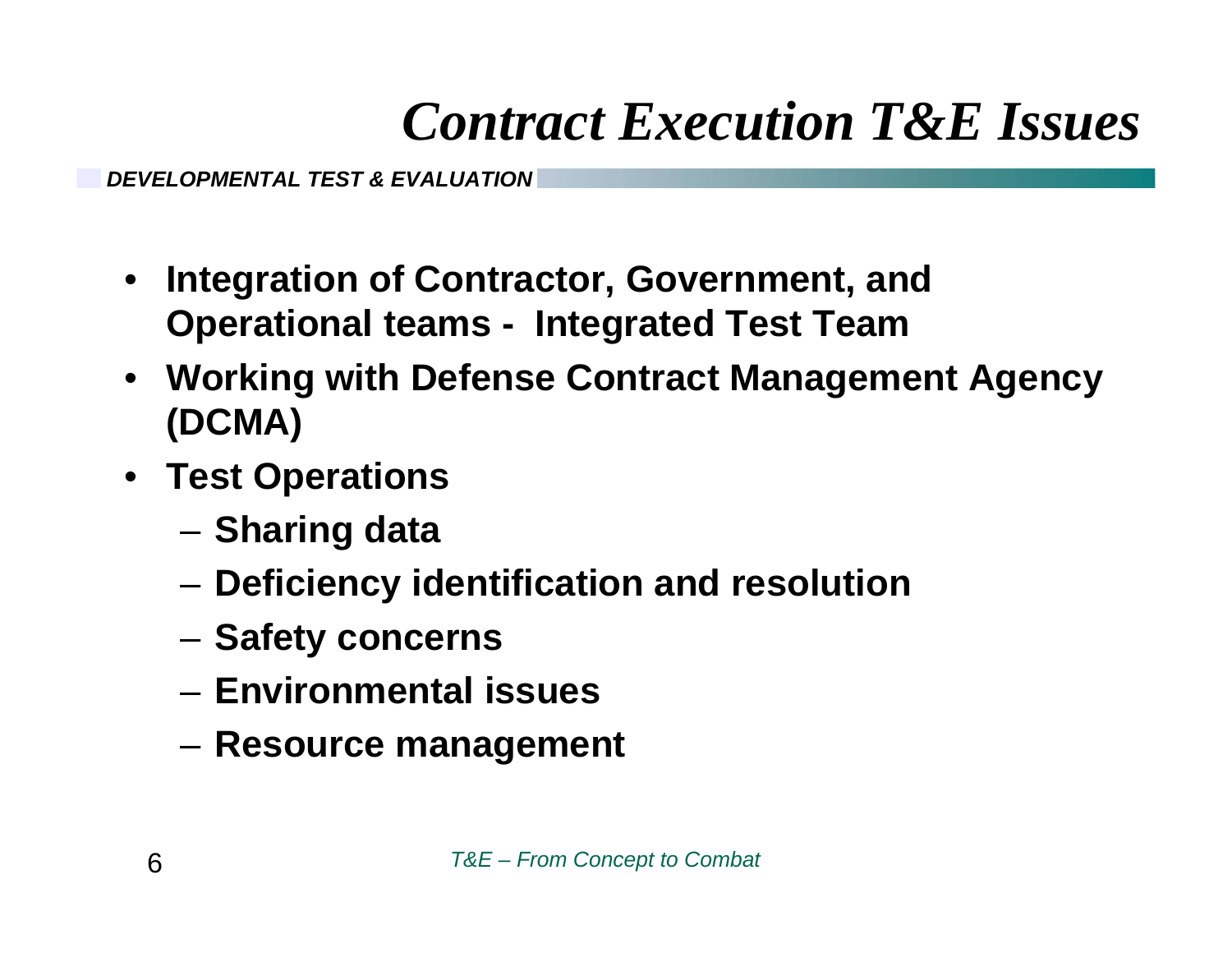# Contract Execution T&E Issues

*DEVELOPMENTAL TEST & EVALUATION*

- **Integration of Contractor, Government, and Operational teams - Integrated Test Team**
- **Working with Defense Contract Management Agency (DCMA)**
- **Test Operations**
  - **Sharing data**
  - **Deficiency identification and resolution**
  - **Safety concerns**
  - **Environmental issues**
  - **Resource management**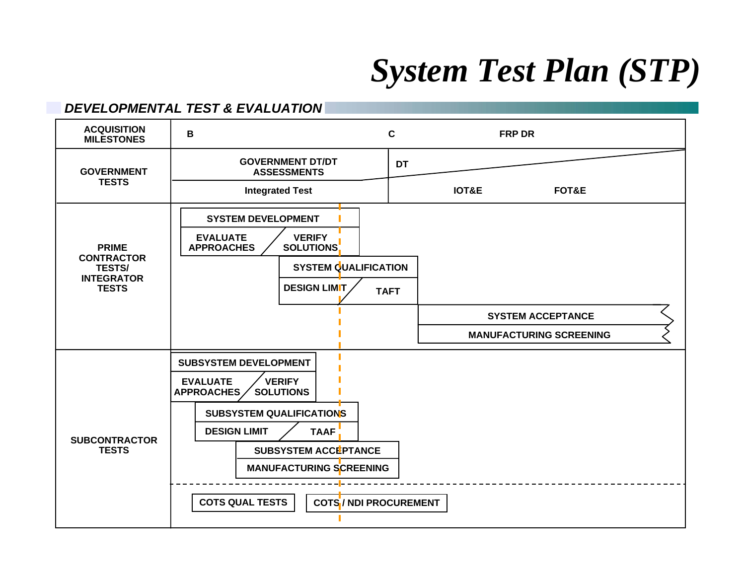# System Test Plan (STP)

## *DEVELOPMENTAL TEST & EVALUATION*

| ACQUISITION MILESTONES | B | C | FRP DR |
|---|---|---|---|
| GOVERNMENT TESTS | GOVERNMENT DT/DT ASSESSMENTS; Integrated Test | DT; IOT&E | FOT&E |
| PRIME CONTRACTOR TESTS/ INTEGRATOR TESTS | SYSTEM DEVELOPMENT (EVALUATE APPROACHES / VERIFY SOLUTIONS); SYSTEM QUALIFICATION (DESIGN LIMIT / TAFT) | SYSTEM ACCEPTANCE; MANUFACTURING SCREENING | |
| SUBCONTRACTOR TESTS | SUBSYSTEM DEVELOPMENT (EVALUATE APPROACHES / VERIFY SOLUTIONS); SUBSYSTEM QUALIFICATIONS (DESIGN LIMIT / TAAF); SUBSYSTEM ACCEPTANCE; MANUFACTURING SCREENING; COTS QUAL TESTS; COTS / NDI PROCUREMENT | | |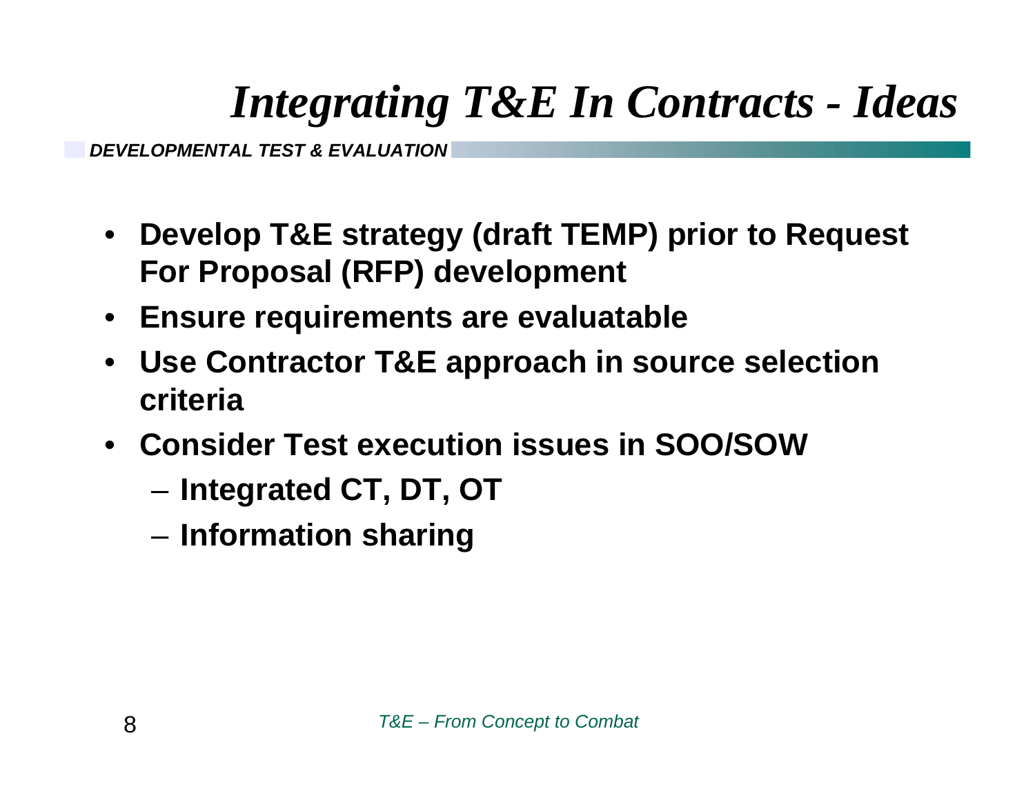# *Integrating T&E In Contracts - Ideas*

***DEVELOPMENTAL TEST & EVALUATION***

- **Develop T&E strategy (draft TEMP) prior to Request For Proposal (RFP) development**
- **Ensure requirements are evaluatable**
- **Use Contractor T&E approach in source selection criteria**
- **Consider Test execution issues in SOO/SOW**
  - **Integrated CT, DT, OT**
  - **Information sharing**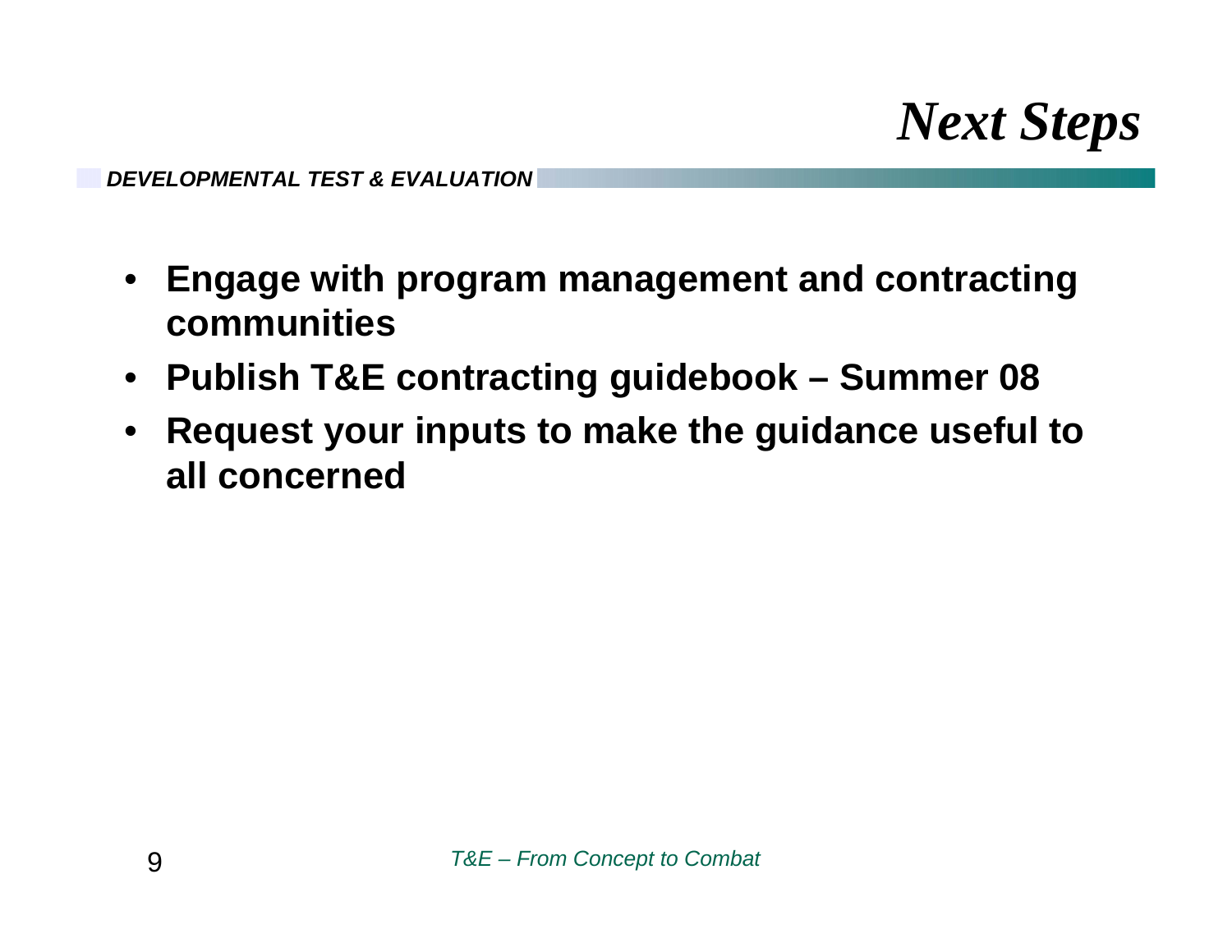# Next Steps

- **Engage with program management and contracting communities**
- **Publish T&E contracting guidebook – Summer 08**
- **Request your inputs to make the guidance useful to all concerned**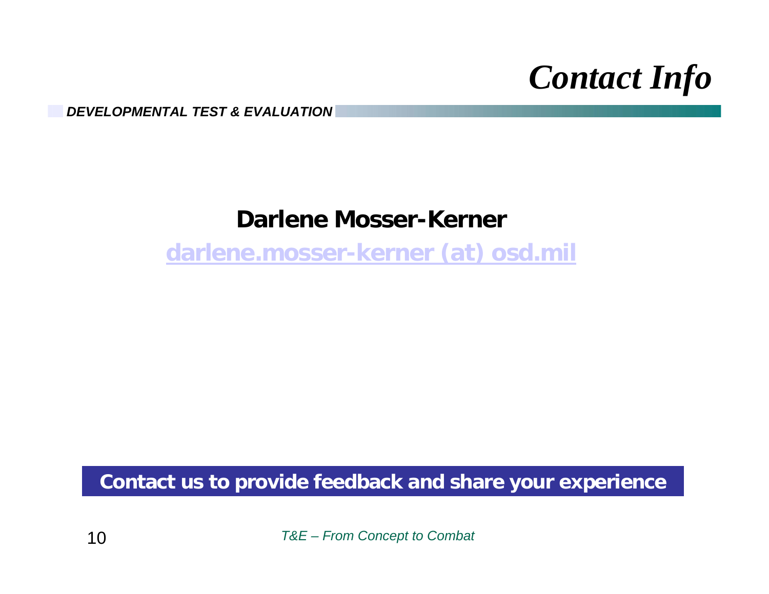# Contact Info

*DEVELOPMENTAL TEST & EVALUATION*

**Darlene Mosser-Kerner**

darlene.mosser-kerner (at) osd.mil

**Contact us to provide feedback and share your experience**

*T&E – From Concept to Combat*